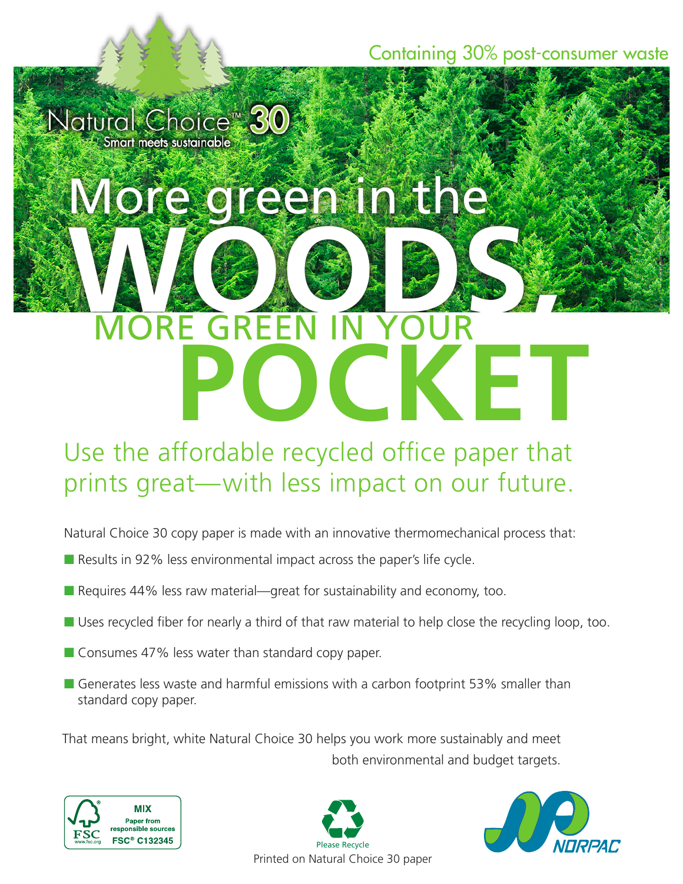Containing 30% post-consumer waste

Natural Choice™ 30

Smart meets sustainable

# More green in the WOODS, MORE GREEN IN YOUR POCKET

## Use the affordable recycled office paper that prints great—with less impact on our future.

Natural Choice 30 copy paper is made with an innovative thermomechanical process that:

- Results in 92% less environmental impact across the paper's life cycle.
- Requires 44% less raw material—great for sustainability and economy, too.
- Uses recycled fiber for nearly a third of that raw material to help close the recycling loop, too.
- Consumes 47% less water than standard copy paper.
- Generates less waste and harmful emissions with a carbon footprint 53% smaller than standard copy paper.

That means bright, white Natural Choice 30 helps you work more sustainably and meet both environmental and budget targets.

FSC www.fsc.org MIX Paper from responsible sources FSC® C132345

Please Recycle

Printed on Natural Choice 30 paper

NORPAC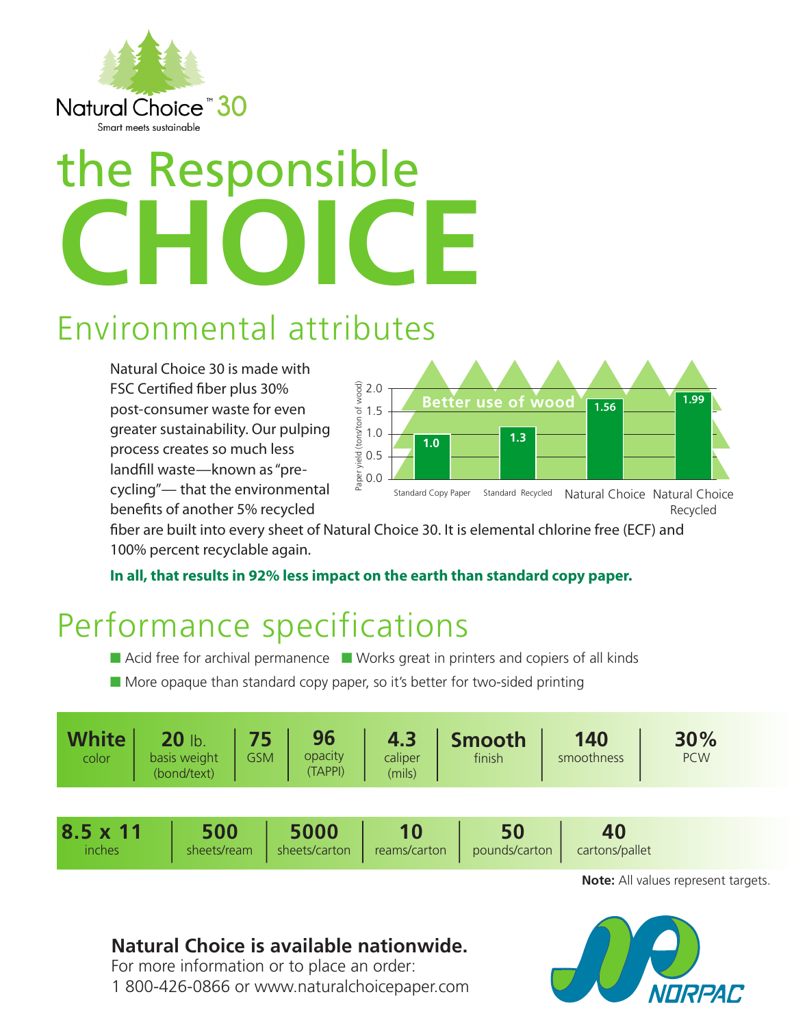Natural Choice™ 30

Smart meets sustainable

# the Responsible CHOICE

## Environmental attributes

Natural Choice 30 is made with FSC Certified fiber plus 30% post-consumer waste for even greater sustainability. Our pulping process creates so much less landfill waste—known as "pre-cycling"— that the environmental benefits of another 5% recycled fiber are built into every sheet of Natural Choice 30. It is elemental chlorine free (ECF) and 100% percent recyclable again.

Better use of wood

Paper yield (tons/ton of wood)

2.0
1.5
1.0
0.5
0.0

1.0
1.3
1.56
1.99

Standard Copy Paper
Standard Recycled
Natural Choice
Natural Choice Recycled

**In all, that results in 92% less impact on the earth than standard copy paper.**

## Performance specifications

- Acid free for archival permanence
- Works great in printers and copiers of all kinds
- More opaque than standard copy paper, so it's better for two-sided printing

| | | | | | | | |
|---|---|---|---|---|---|---|---|
| **White** color | **20** lb. basis weight (bond/text) | **75** GSM | **96** opacity (TAPPI) | **4.3** caliper (mils) | **Smooth** finish | **140** smoothness | **30%** PCW |

| | | | | | |
|---|---|---|---|---|---|
| **8.5 x 11** inches | **500** sheets/ream | **5000** sheets/carton | **10** reams/carton | **50** pounds/carton | **40** cartons/pallet |

**Note:** All values represent targets.

**Natural Choice is available nationwide.**

For more information or to place an order:
1 800-426-0866 or www.naturalchoicepaper.com

NORPAC